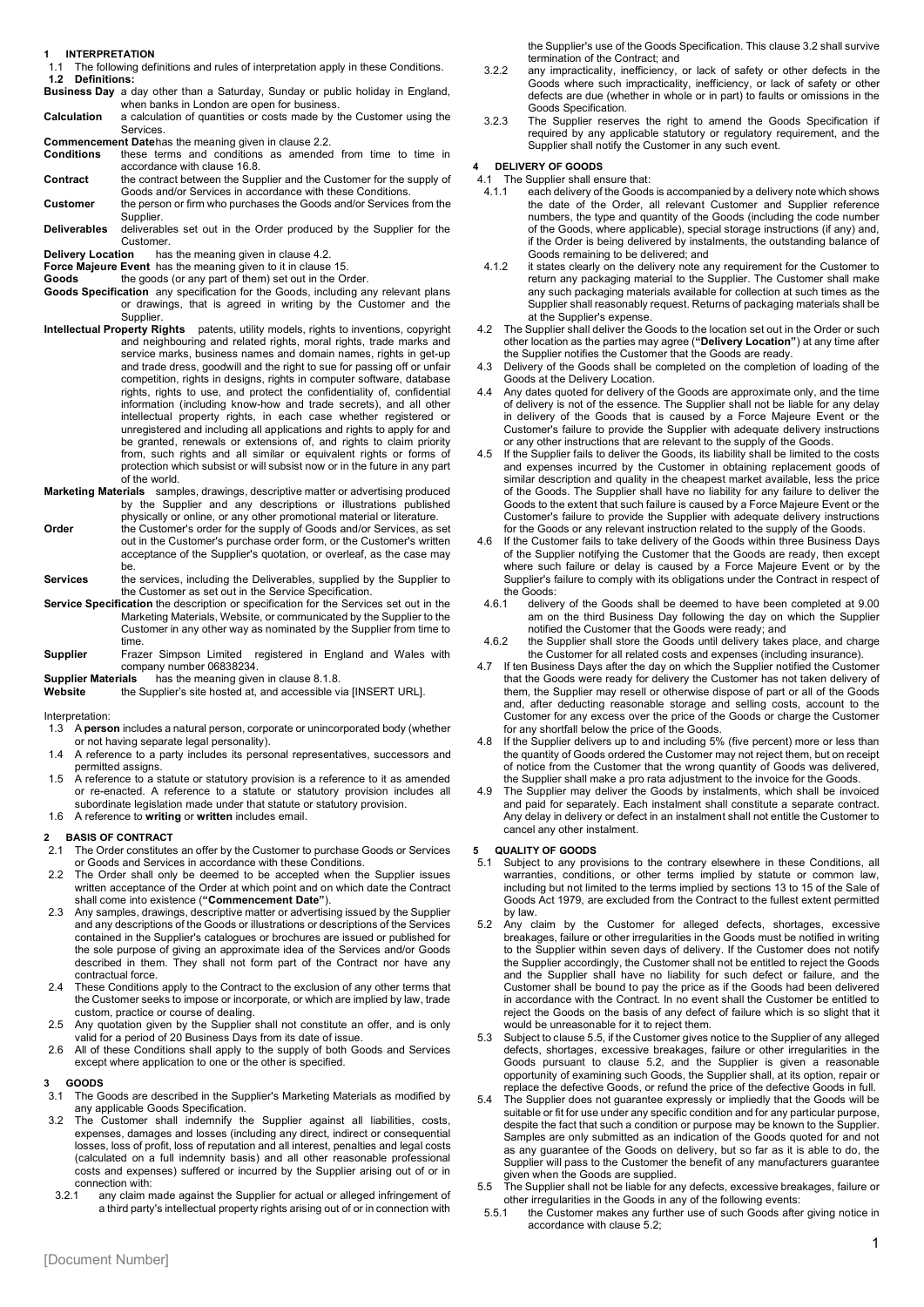## 1 INTERPRETATION

1.1 The following definitions and rules of interpretation apply in these Conditions.

### 1.2 Definitions:

**Business Day** a day other than a Saturday, Sunday or public holiday in England, when banks in London are open for business.

**Calculation** a calculation of quantities or costs made by the Customer using the Services.

**Commencement Date** has the meaning given in clause 2.2.

**Conditions** these terms and conditions as amended from time to time in accordance with clause 16.8.

**Contract** the contract between the Supplier and the Customer for the supply of Goods and/or Services in accordance with these Conditions.

**Customer** the person or firm who purchases the Goods and/or Services from the Supplier.

**Deliverables** deliverables set out in the Order produced by the Supplier for the Customer.

**Delivery Location** has the meaning given in clause 4.2.

**Force Majeure Event** has the meaning given to it in clause 15.

**Goods** the goods (or any part of them) set out in the Order.

**Goods Specification** any specification for the Goods, including any relevant plans or drawings, that is agreed in writing by the Customer and the Supplier.

**Intellectual Property Rights** patents, utility models, rights to inventions, copyright and neighbouring and related rights, moral rights, trade marks and service marks, business names and domain names, rights in get-up and trade dress, goodwill and the right to sue for passing off or unfair competition, rights in designs, rights in computer software, database rights, rights to use, and protect the confidentiality of, confidential information (including know-how and trade secrets), and all other intellectual property rights, in each case whether registered or unregistered and including all applications and rights to apply for and be granted, renewals or extensions of, and rights to claim priority from, such rights and all similar or equivalent rights or forms of protection which subsist or will subsist now or in the future in any part of the world.

**Marketing Materials** samples, drawings, descriptive matter or advertising produced by the Supplier and any descriptions or illustrations published physically or online, or any other promotional material or literature.

**Order** the Customer's order for the supply of Goods and/or Services, as set out in the Customer's purchase order form, or the Customer's written acceptance of the Supplier's quotation, or overleaf, as the case may be.

**Services** the services, including the Deliverables, supplied by the Supplier to the Customer as set out in the Service Specification.

**Service Specification** the description or specification for the Services set out in the Marketing Materials, Website, or communicated by the Supplier to the Customer in any other way as nominated by the Supplier from time to time.

**Supplier** Frazer Simpson Limited registered in England and Wales with company number 06838234.

**Supplier Materials** has the meaning given in clause 8.1.8.

**Website** the Supplier's site hosted at, and accessible via [INSERT URL].

Interpretation:

1.3 A **person** includes a natural person, corporate or unincorporated body (whether or not having separate legal personality).

1.4 A reference to a party includes its personal representatives, successors and permitted assigns.

1.5 A reference to a statute or statutory provision is a reference to it as amended or re-enacted. A reference to a statute or statutory provision includes all subordinate legislation made under that statute or statutory provision.

1.6 A reference to **writing** or **written** includes email.

## 2 BASIS OF CONTRACT

2.1 The Order constitutes an offer by the Customer to purchase Goods or Services or Goods and Services in accordance with these Conditions.

2.2 The Order shall only be deemed to be accepted when the Supplier issues written acceptance of the Order at which point and on which date the Contract shall come into existence (**"Commencement Date"**).

2.3 Any samples, drawings, descriptive matter or advertising issued by the Supplier and any descriptions of the Goods or illustrations or descriptions of the Services contained in the Supplier's catalogues or brochures are issued or published for the sole purpose of giving an approximate idea of the Services and/or Goods described in them. They shall not form part of the Contract nor have any contractual force.

2.4 These Conditions apply to the Contract to the exclusion of any other terms that the Customer seeks to impose or incorporate, or which are implied by law, trade custom, practice or course of dealing.

2.5 Any quotation given by the Supplier shall not constitute an offer, and is only valid for a period of 20 Business Days from its date of issue.

2.6 All of these Conditions shall apply to the supply of both Goods and Services except where application to one or the other is specified.

## 3 GOODS

3.1 The Goods are described in the Supplier's Marketing Materials as modified by any applicable Goods Specification.

3.2 The Customer shall indemnify the Supplier against all liabilities, costs, expenses, damages and losses (including any direct, indirect or consequential losses, loss of profit, loss of reputation and all interest, penalties and legal costs (calculated on a full indemnity basis) and all other reasonable professional costs and expenses) suffered or incurred by the Supplier arising out of or in connection with:

3.2.1 any claim made against the Supplier for actual or alleged infringement of a third party's intellectual property rights arising out of or in connection with the Supplier's use of the Goods Specification. This clause 3.2 shall survive termination of the Contract; and

3.2.2 any impracticality, inefficiency, or lack of safety or other defects in the Goods where such impracticality, inefficiency, or lack of safety or other defects are due (whether in whole or in part) to faults or omissions in the Goods Specification.

3.2.3 The Supplier reserves the right to amend the Goods Specification if required by any applicable statutory or regulatory requirement, and the Supplier shall notify the Customer in any such event.

## 4 DELIVERY OF GOODS

4.1 The Supplier shall ensure that:

4.1.1 each delivery of the Goods is accompanied by a delivery note which shows the date of the Order, all relevant Customer and Supplier reference numbers, the type and quantity of the Goods (including the code number of the Goods, where applicable), special storage instructions (if any) and, if the Order is being delivered by instalments, the outstanding balance of Goods remaining to be delivered; and

4.1.2 it states clearly on the delivery note any requirement for the Customer to return any packaging material to the Supplier. The Customer shall make any such packaging materials available for collection at such times as the Supplier shall reasonably request. Returns of packaging materials shall be at the Supplier's expense.

4.2 The Supplier shall deliver the Goods to the location set out in the Order or such other location as the parties may agree (**"Delivery Location"**) at any time after the Supplier notifies the Customer that the Goods are ready.

4.3 Delivery of the Goods shall be completed on the completion of loading of the Goods at the Delivery Location.

4.4 Any dates quoted for delivery of the Goods are approximate only, and the time of delivery is not of the essence. The Supplier shall not be liable for any delay in delivery of the Goods that is caused by a Force Majeure Event or the Customer's failure to provide the Supplier with adequate delivery instructions or any other instructions that are relevant to the supply of the Goods.

4.5 If the Supplier fails to deliver the Goods, its liability shall be limited to the costs and expenses incurred by the Customer in obtaining replacement goods of similar description and quality in the cheapest market available, less the price of the Goods. The Supplier shall have no liability for any failure to deliver the Goods to the extent that such failure is caused by a Force Majeure Event or the Customer's failure to provide the Supplier with adequate delivery instructions for the Goods or any relevant instruction related to the supply of the Goods.

4.6 If the Customer fails to take delivery of the Goods within three Business Days of the Supplier notifying the Customer that the Goods are ready, then except where such failure or delay is caused by a Force Majeure Event or by the Supplier's failure to comply with its obligations under the Contract in respect of the Goods:

4.6.1 delivery of the Goods shall be deemed to have been completed at 9.00 am on the third Business Day following the day on which the Supplier notified the Customer that the Goods were ready; and

4.6.2 the Supplier shall store the Goods until delivery takes place, and charge the Customer for all related costs and expenses (including insurance).

4.7 If ten Business Days after the day on which the Supplier notified the Customer that the Goods were ready for delivery the Customer has not taken delivery of them, the Supplier may resell or otherwise dispose of part or all of the Goods and, after deducting reasonable storage and selling costs, account to the Customer for any excess over the price of the Goods or charge the Customer for any shortfall below the price of the Goods.

4.8 If the Supplier delivers up to and including 5% (five percent) more or less than the quantity of Goods ordered the Customer may not reject them, but on receipt of notice from the Customer that the wrong quantity of Goods was delivered, the Supplier shall make a pro rata adjustment to the invoice for the Goods.

4.9 The Supplier may deliver the Goods by instalments, which shall be invoiced and paid for separately. Each instalment shall constitute a separate contract. Any delay in delivery or defect in an instalment shall not entitle the Customer to cancel any other instalment.

## 5 QUALITY OF GOODS

5.1 Subject to any provisions to the contrary elsewhere in these Conditions, all warranties, conditions, or other terms implied by statute or common law, including but not limited to the terms implied by sections 13 to 15 of the Sale of Goods Act 1979, are excluded from the Contract to the fullest extent permitted by law.

5.2 Any claim by the Customer for alleged defects, shortages, excessive breakages, failure or other irregularities in the Goods must be notified in writing to the Supplier within seven days of delivery. If the Customer does not notify the Supplier accordingly, the Customer shall not be entitled to reject the Goods and the Supplier shall have no liability for such defect or failure, and the Customer shall be bound to pay the price as if the Goods had been delivered in accordance with the Contract. In no event shall the Customer be entitled to reject the Goods on the basis of any defect of failure which is so slight that it would be unreasonable for it to reject them.

5.3 Subject to clause 5.5, if the Customer gives notice to the Supplier of any alleged defects, shortages, excessive breakages, failure or other irregularities in the Goods pursuant to clause 5.2, and the Supplier is given a reasonable opportunity of examining such Goods, the Supplier shall, at its option, repair or replace the defective Goods, or refund the price of the defective Goods in full.

5.4 The Supplier does not guarantee expressly or impliedly that the Goods will be suitable or fit for use under any specific condition and for any particular purpose, despite the fact that such a condition or purpose may be known to the Supplier. Samples are only submitted as an indication of the Goods quoted for and not as any guarantee of the Goods on delivery, but so far as it is able to do, the Supplier will pass to the Customer the benefit of any manufacturers guarantee given when the Goods are supplied.

5.5 The Supplier shall not be liable for any defects, excessive breakages, failure or other irregularities in the Goods in any of the following events:

5.5.1 the Customer makes any further use of such Goods after giving notice in accordance with clause 5.2;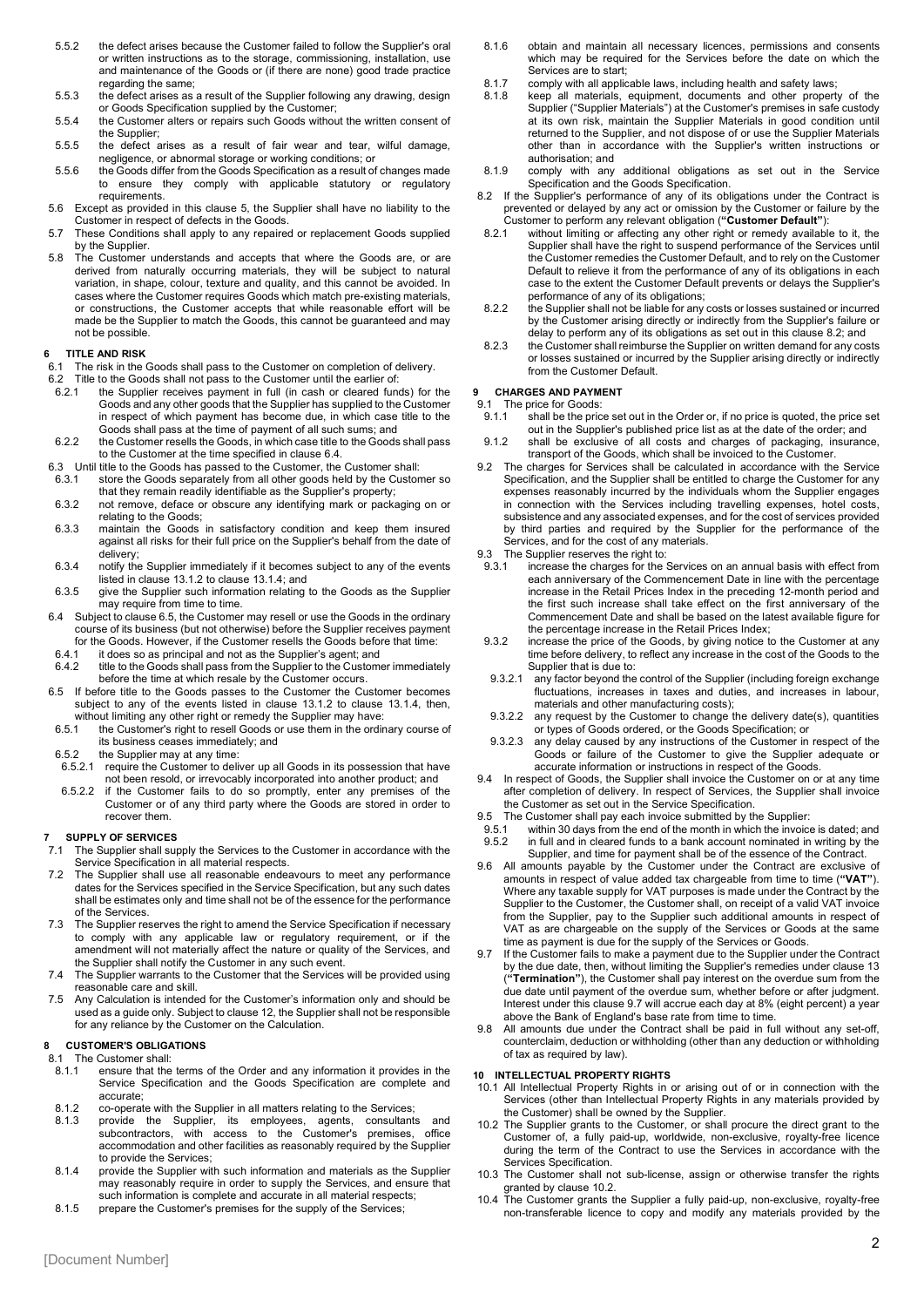5.5.2 the defect arises because the Customer failed to follow the Supplier's oral or written instructions as to the storage, commissioning, installation, use and maintenance of the Goods or (if there are none) good trade practice regarding the same;

5.5.3 the defect arises as a result of the Supplier following any drawing, design or Goods Specification supplied by the Customer;

5.5.4 the Customer alters or repairs such Goods without the written consent of the Supplier;

5.5.5 the defect arises as a result of fair wear and tear, wilful damage, negligence, or abnormal storage or working conditions; or

5.5.6 the Goods differ from the Goods Specification as a result of changes made to ensure they comply with applicable statutory or regulatory requirements.

5.6 Except as provided in this clause 5, the Supplier shall have no liability to the Customer in respect of defects in the Goods.

5.7 These Conditions shall apply to any repaired or replacement Goods supplied by the Supplier.

5.8 The Customer understands and accepts that where the Goods are, or are derived from naturally occurring materials, they will be subject to natural variation, in shape, colour, texture and quality, and this cannot be avoided. In cases where the Customer requires Goods which match pre-existing materials, or constructions, the Customer accepts that while reasonable effort will be made by the Supplier to match the Goods, this cannot be guaranteed and may not be possible.

## 6 TITLE AND RISK

6.1 The risk in the Goods shall pass to the Customer on completion of delivery.

6.2 Title to the Goods shall not pass to the Customer until the earlier of:

6.2.1 the Supplier receives payment in full (in cash or cleared funds) for the Goods and any other goods that the Supplier has supplied to the Customer in respect of which payment has become due, in which case title to the Goods shall pass at the time of payment of all such sums; and

6.2.2 the Customer resells the Goods, in which case title to the Goods shall pass to the Customer at the time specified in clause 6.4.

6.3 Until title to the Goods has passed to the Customer, the Customer shall:

6.3.1 store the Goods separately from all other goods held by the Customer so that they remain readily identifiable as the Supplier's property;

6.3.2 not remove, deface or obscure any identifying mark or packaging on or relating to the Goods;

6.3.3 maintain the Goods in satisfactory condition and keep them insured against all risks for their full price on the Supplier's behalf from the date of delivery;

6.3.4 notify the Supplier immediately if it becomes subject to any of the events listed in clause 13.1.2 to clause 13.1.4; and

6.3.5 give the Supplier such information relating to the Goods as the Supplier may require from time to time.

6.4 Subject to clause 6.5, the Customer may resell or use the Goods in the ordinary course of its business (but not otherwise) before the Supplier receives payment for the Goods. However, if the Customer resells the Goods before that time:

6.4.1 it does so as principal and not as the Supplier's agent; and

6.4.2 title to the Goods shall pass from the Supplier to the Customer immediately before the time at which resale by the Customer occurs.

6.5 If before title to the Goods passes to the Customer the Customer becomes subject to any of the events listed in clause 13.1.2 to clause 13.1.4, then, without limiting any other right or remedy the Supplier may have:

6.5.1 the Customer's right to resell Goods or use them in the ordinary course of its business ceases immediately; and

6.5.2 the Supplier may at any time:

6.5.2.1 require the Customer to deliver up all Goods in its possession that have not been resold, or irrevocably incorporated into another product; and

6.5.2.2 if the Customer fails to do so promptly, enter any premises of the Customer or of any third party where the Goods are stored in order to recover them.

## 7 SUPPLY OF SERVICES

7.1 The Supplier shall supply the Services to the Customer in accordance with the Service Specification in all material respects.

7.2 The Supplier shall use all reasonable endeavours to meet any performance dates for the Services specified in the Service Specification, but any such dates shall be estimates only and time shall not be of the essence for the performance of the Services.

7.3 The Supplier reserves the right to amend the Service Specification if necessary to comply with any applicable law or regulatory requirement, or if the amendment will not materially affect the nature or quality of the Services, and the Supplier shall notify the Customer in any such event.

7.4 The Supplier warrants to the Customer that the Services will be provided using reasonable care and skill.

7.5 Any Calculation is intended for the Customer's information only and should be used as a guide only. Subject to clause 12, the Supplier shall not be responsible for any reliance by the Customer on the Calculation.

## 8 CUSTOMER'S OBLIGATIONS

8.1 The Customer shall:

8.1.1 ensure that the terms of the Order and any information it provides in the Service Specification and the Goods Specification are complete and accurate;

8.1.2 co-operate with the Supplier in all matters relating to the Services;

8.1.3 provide the Supplier, its employees, agents, consultants and subcontractors, with access to the Customer's premises, office accommodation and other facilities as reasonably required by the Supplier to provide the Services;

8.1.4 provide the Supplier with such information and materials as the Supplier may reasonably require in order to supply the Services, and ensure that such information is complete and accurate in all material respects;

8.1.5 prepare the Customer's premises for the supply of the Services;

8.1.6 obtain and maintain all necessary licences, permissions and consents which may be required for the Services before the date on which the Services are to start;

8.1.7 comply with all applicable laws, including health and safety laws;

8.1.8 keep all materials, equipment, documents and other property of the Supplier ("Supplier Materials") at the Customer's premises in safe custody at its own risk, maintain the Supplier Materials in good condition until returned to the Supplier, and not dispose of or use the Supplier Materials other than in accordance with the Supplier's written instructions or authorisation; and

8.1.9 comply with any additional obligations as set out in the Service Specification and the Goods Specification.

8.2 If the Supplier's performance of any of its obligations under the Contract is prevented or delayed by any act or omission by the Customer or failure by the Customer to perform any relevant obligation (**"Customer Default"**):

8.2.1 without limiting or affecting any other right or remedy available to it, the Supplier shall have the right to suspend performance of the Services until the Customer remedies the Customer Default, and to rely on the Customer Default to relieve it from the performance of any of its obligations in each case to the extent the Customer Default prevents or delays the Supplier's performance of any of its obligations;

8.2.2 the Supplier shall not be liable for any costs or losses sustained or incurred by the Customer arising directly or indirectly from the Supplier's failure or delay to perform any of its obligations as set out in this clause 8.2; and

8.2.3 the Customer shall reimburse the Supplier on written demand for any costs or losses sustained or incurred by the Supplier arising directly or indirectly from the Customer Default.

## 9 CHARGES AND PAYMENT

9.1 The price for Goods:

9.1.1 shall be the price set out in the Order or, if no price is quoted, the price set out in the Supplier's published price list as at the date of the order; and

9.1.2 shall be exclusive of all costs and charges of packaging, insurance, transport of the Goods, which shall be invoiced to the Customer.

9.2 The charges for Services shall be calculated in accordance with the Service Specification, and the Supplier shall be entitled to charge the Customer for any expenses reasonably incurred by the individuals whom the Supplier engages in connection with the Services including travelling expenses, hotel costs, subsistence and any associated expenses, and for the cost of services provided by third parties and required by the Supplier for the performance of the Services, and for the cost of any materials.

9.3 The Supplier reserves the right to:

9.3.1 increase the charges for the Services on an annual basis with effect from each anniversary of the Commencement Date in line with the percentage increase in the Retail Prices Index in the preceding 12-month period and the first such increase shall take effect on the first anniversary of the Commencement Date and shall be based on the latest available figure for the percentage increase in the Retail Prices Index;

9.3.2 increase the price of the Goods, by giving notice to the Customer at any time before delivery, to reflect any increase in the cost of the Goods to the Supplier that is due to:

9.3.2.1 any factor beyond the control of the Supplier (including foreign exchange fluctuations, increases in taxes and duties, and increases in labour, materials and other manufacturing costs);

9.3.2.2 any request by the Customer to change the delivery date(s), quantities or types of Goods ordered, or the Goods Specification; or

9.3.2.3 any delay caused by any instructions of the Customer in respect of the Goods or failure of the Customer to give the Supplier adequate or accurate information or instructions in respect of the Goods.

9.4 In respect of Goods, the Supplier shall invoice the Customer on or at any time after completion of delivery. In respect of Services, the Supplier shall invoice the Customer as set out in the Service Specification.

9.5 The Customer shall pay each invoice submitted by the Supplier:

9.5.1 within 30 days from the end of the month in which the invoice is dated; and

9.5.2 in full and in cleared funds to a bank account nominated in writing by the Supplier, and time for payment shall be of the essence of the Contract.

9.6 All amounts payable by the Customer under the Contract are exclusive of amounts in respect of value added tax chargeable from time to time (**"VAT"**). Where any taxable supply for VAT purposes is made under the Contract by the Supplier to the Customer, the Customer shall, on receipt of a valid VAT invoice from the Supplier, pay to the Supplier such additional amounts in respect of VAT as are chargeable on the supply of the Services or Goods at the same time as payment is due for the supply of the Services or Goods.

9.7 If the Customer fails to make a payment due to the Supplier under the Contract by the due date, then, without limiting the Supplier's remedies under clause 13 (**"Termination"**), the Customer shall pay interest on the overdue sum from the due date until payment of the overdue sum, whether before or after judgment. Interest under this clause 9.7 will accrue each day at 8% (eight percent) a year above the Bank of England's base rate from time to time.

9.8 All amounts due under the Contract shall be paid in full without any set-off, counterclaim, deduction or withholding (other than any deduction or withholding of tax as required by law).

## 10 INTELLECTUAL PROPERTY RIGHTS

10.1 All Intellectual Property Rights in or arising out of or in connection with the Services (other than Intellectual Property Rights in any materials provided by the Customer) shall be owned by the Supplier.

10.2 The Supplier grants to the Customer, or shall procure the direct grant to the Customer of, a fully paid-up, worldwide, non-exclusive, royalty-free licence during the term of the Contract to use the Services in accordance with the Services Specification.

10.3 The Customer shall not sub-license, assign or otherwise transfer the rights granted by clause 10.2.

10.4 The Customer grants the Supplier a fully paid-up, non-exclusive, royalty-free non-transferable licence to copy and modify any materials provided by the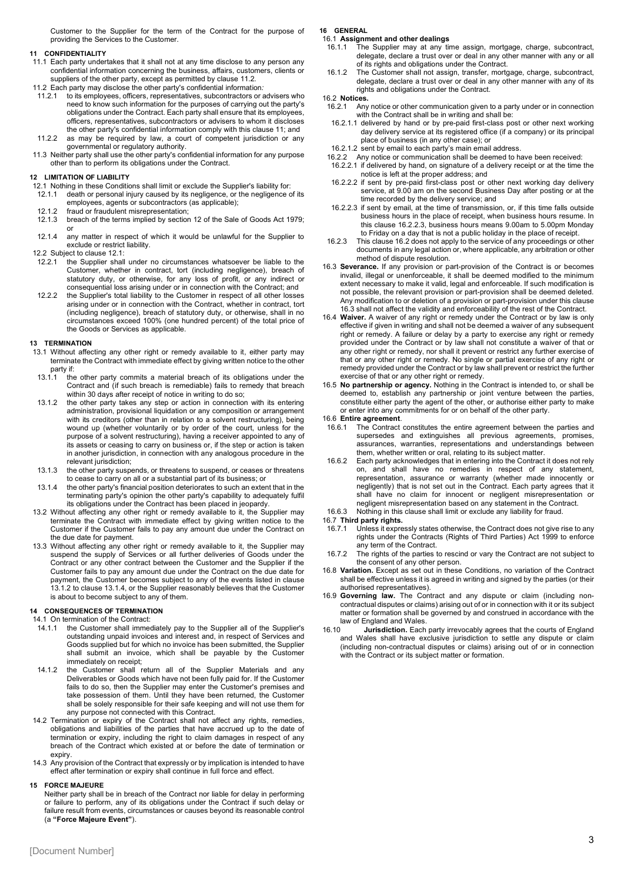Customer to the Supplier for the term of the Contract for the purpose of providing the Services to the Customer.

## 11 CONFIDENTIALITY

11.1 Each party undertakes that it shall not at any time disclose to any person any confidential information concerning the business, affairs, customers, clients or suppliers of the other party, except as permitted by clause 11.2.

11.2 Each party may disclose the other party's confidential information:

11.2.1 to its employees, officers, representatives, subcontractors or advisers who need to know such information for the purposes of carrying out the party's obligations under the Contract. Each party shall ensure that its employees, officers, representatives, subcontractors or advisers to whom it discloses the other party's confidential information comply with this clause 11; and

11.2.2 as may be required by law, a court of competent jurisdiction or any governmental or regulatory authority.

11.3 Neither party shall use the other party's confidential information for any purpose other than to perform its obligations under the Contract.

## 12 LIMITATION OF LIABILITY

12.1 Nothing in these Conditions shall limit or exclude the Supplier's liability for:

12.1.1 death or personal injury caused by its negligence, or the negligence of its employees, agents or subcontractors (as applicable);

12.1.2 fraud or fraudulent misrepresentation;

12.1.3 breach of the terms implied by section 12 of the Sale of Goods Act 1979; or

12.1.4 any matter in respect of which it would be unlawful for the Supplier to exclude or restrict liability.

12.2 Subject to clause 12.1:

12.2.1 the Supplier shall under no circumstances whatsoever be liable to the Customer, whether in contract, tort (including negligence), breach of statutory duty, or otherwise, for any loss of profit, or any indirect or consequential loss arising under or in connection with the Contract; and

12.2.2 the Supplier's total liability to the Customer in respect of all other losses arising under or in connection with the Contract, whether in contract, tort (including negligence), breach of statutory duty, or otherwise, shall in no circumstances exceed 100% (one hundred percent) of the total price of the Goods or Services as applicable.

## 13 TERMINATION

13.1 Without affecting any other right or remedy available to it, either party may terminate the Contract with immediate effect by giving written notice to the other party if:

13.1.1 the other party commits a material breach of its obligations under the Contract and (if such breach is remediable) fails to remedy that breach within 30 days after receipt of notice in writing to do so;

13.1.2 the other party takes any step or action in connection with its entering administration, provisional liquidation or any composition or arrangement with its creditors (other than in relation to a solvent restructuring), being wound up (whether voluntarily or by order of the court, unless for the purpose of a solvent restructuring), having a receiver appointed to any of its assets or ceasing to carry on business or, if the step or action is taken in another jurisdiction, in connection with any analogous procedure in the relevant jurisdiction;

13.1.3 the other party suspends, or threatens to suspend, or ceases or threatens to cease to carry on all or a substantial part of its business; or

13.1.4 the other party's financial position deteriorates to such an extent that in the terminating party's opinion the other party's capability to adequately fulfil its obligations under the Contract has been placed in jeopardy.

13.2 Without affecting any other right or remedy available to it, the Supplier may terminate the Contract with immediate effect by giving written notice to the Customer if the Customer fails to pay any amount due under the Contract on the due date for payment.

13.3 Without affecting any other right or remedy available to it, the Supplier may suspend the supply of Services or all further deliveries of Goods under the Contract or any other contract between the Customer and the Supplier if the Customer fails to pay any amount due under the Contract on the due date for payment, the Customer becomes subject to any of the events listed in clause 13.1.2 to clause 13.1.4, or the Supplier reasonably believes that the Customer is about to become subject to any of them.

## 14 CONSEQUENCES OF TERMINATION

14.1 On termination of the Contract:

14.1.1 the Customer shall immediately pay to the Supplier all of the Supplier's outstanding unpaid invoices and interest and, in respect of Services and Goods supplied but for which no invoice has been submitted, the Supplier shall submit an invoice, which shall be payable by the Customer immediately on receipt;

14.1.2 the Customer shall return all of the Supplier Materials and any Deliverables or Goods which have not been fully paid for. If the Customer fails to do so, then the Supplier may enter the Customer's premises and take possession of them. Until they have been returned, the Customer shall be solely responsible for their safe keeping and will not use them for any purpose not connected with this Contract.

14.2 Termination or expiry of the Contract shall not affect any rights, remedies, obligations and liabilities of the parties that have accrued up to the date of termination or expiry, including the right to claim damages in respect of any breach of the Contract which existed at or before the date of termination or expiry.

14.3 Any provision of the Contract that expressly or by implication is intended to have effect after termination or expiry shall continue in full force and effect.

## 15 FORCE MAJEURE

Neither party shall be in breach of the Contract nor liable for delay in performing or failure to perform, any of its obligations under the Contract if such delay or failure result from events, circumstances or causes beyond its reasonable control (a **"Force Majeure Event"**).

## 16 GENERAL

16.1 **Assignment and other dealings**

16.1.1 The Supplier may at any time assign, mortgage, charge, subcontract, delegate, declare a trust over or deal in any other manner with any or all of its rights and obligations under the Contract.

16.1.2 The Customer shall not assign, transfer, mortgage, charge, subcontract, delegate, declare a trust over or deal in any other manner with any of its rights and obligations under the Contract.

16.2 **Notices.**

16.2.1 Any notice or other communication given to a party under or in connection with the Contract shall be in writing and shall be:

16.2.1.1 delivered by hand or by pre-paid first-class post or other next working day delivery service at its registered office (if a company) or its principal place of business (in any other case); or

16.2.1.2 sent by email to each party's main email address.

16.2.2 Any notice or communication shall be deemed to have been received:

16.2.2.1 if delivered by hand, on signature of a delivery receipt or at the time the notice is left at the proper address; and

16.2.2.2 if sent by pre-paid first-class post or other next working day delivery service, at 9.00 am on the second Business Day after posting or at the time recorded by the delivery service; and

16.2.2.3 if sent by email, at the time of transmission, or, if this time falls outside business hours in the place of receipt, when business hours resume. In this clause 16.2.2.3, business hours means 9.00am to 5.00pm Monday to Friday on a day that is not a public holiday in the place of receipt.

16.2.3 This clause 16.2 does not apply to the service of any proceedings or other documents in any legal action or, where applicable, any arbitration or other method of dispute resolution.

16.3 **Severance.** If any provision or part-provision of the Contract is or becomes invalid, illegal or unenforceable, it shall be deemed modified to the minimum extent necessary to make it valid, legal and enforceable. If such modification is not possible, the relevant provision or part-provision shall be deemed deleted. Any modification to or deletion of a provision or part-provision under this clause 16.3 shall not affect the validity and enforceability of the rest of the Contract.

16.4 **Waiver.** A waiver of any right or remedy under the Contract or by law is only effective if given in writing and shall not be deemed a waiver of any subsequent right or remedy. A failure or delay by a party to exercise any right or remedy provided under the Contract or by law shall not constitute a waiver of that or any other right or remedy, nor shall it prevent or restrict any further exercise of that or any other right or remedy. No single or partial exercise of any right or remedy provided under the Contract or by law shall prevent or restrict the further exercise of that or any other right or remedy.

16.5 **No partnership or agency.** Nothing in the Contract is intended to, or shall be deemed to, establish any partnership or joint venture between the parties, constitute either party the agent of the other, or authorise either party to make or enter into any commitments for or on behalf of the other party.

16.6 **Entire agreement**.

16.6.1 The Contract constitutes the entire agreement between the parties and supersedes and extinguishes all previous agreements, promises, assurances, warranties, representations and understandings between them, whether written or oral, relating to its subject matter.

16.6.2 Each party acknowledges that in entering into the Contract it does not rely on, and shall have no remedies in respect of any statement, representation, assurance or warranty (whether made innocently or negligently) that is not set out in the Contract. Each party agrees that it shall have no claim for innocent or negligent misrepresentation or negligent misrepresentation based on any statement in the Contract.

16.6.3 Nothing in this clause shall limit or exclude any liability for fraud.

16.7 **Third party rights.**

16.7.1 Unless it expressly states otherwise, the Contract does not give rise to any rights under the Contracts (Rights of Third Parties) Act 1999 to enforce any term of the Contract.

16.7.2 The rights of the parties to rescind or vary the Contract are not subject to the consent of any other person.

16.8 **Variation.** Except as set out in these Conditions, no variation of the Contract shall be effective unless it is agreed in writing and signed by the parties (or their authorised representatives).

16.9 **Governing law.** The Contract and any dispute or claim (including non-contractual disputes or claims) arising out of or in connection with it or its subject matter or formation shall be governed by and construed in accordance with the law of England and Wales.

16.10 **Jurisdiction.** Each party irrevocably agrees that the courts of England and Wales shall have exclusive jurisdiction to settle any dispute or claim (including non-contractual disputes or claims) arising out of or in connection with the Contract or its subject matter or formation.

[Document Number]